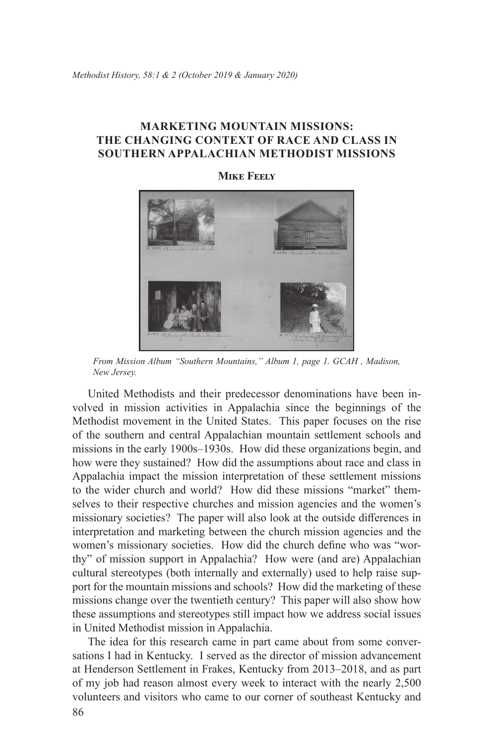# MARKETING MOUNTAIN MISSIONS: THE CHANGING CONTEXT OF RACE AND CLASS IN SOUTHERN APPALACHIAN METHODIST MISSIONS

**Mike Feely**

*From Mission Album "Southern Mountains," Album 1, page 1. GCAH , Madison, New Jersey.*

United Methodists and their predecessor denominations have been involved in mission activities in Appalachia since the beginnings of the Methodist movement in the United States. This paper focuses on the rise of the southern and central Appalachian mountain settlement schools and missions in the early 1900s–1930s. How did these organizations begin, and how were they sustained? How did the assumptions about race and class in Appalachia impact the mission interpretation of these settlement missions to the wider church and world? How did these missions "market" themselves to their respective churches and mission agencies and the women's missionary societies? The paper will also look at the outside differences in interpretation and marketing between the church mission agencies and the women's missionary societies. How did the church define who was "worthy" of mission support in Appalachia? How were (and are) Appalachian cultural stereotypes (both internally and externally) used to help raise support for the mountain missions and schools? How did the marketing of these missions change over the twentieth century? This paper will also show how these assumptions and stereotypes still impact how we address social issues in United Methodist mission in Appalachia.

The idea for this research came in part came about from some conversations I had in Kentucky. I served as the director of mission advancement at Henderson Settlement in Frakes, Kentucky from 2013–2018, and as part of my job had reason almost every week to interact with the nearly 2,500 volunteers and visitors who came to our corner of southeast Kentucky and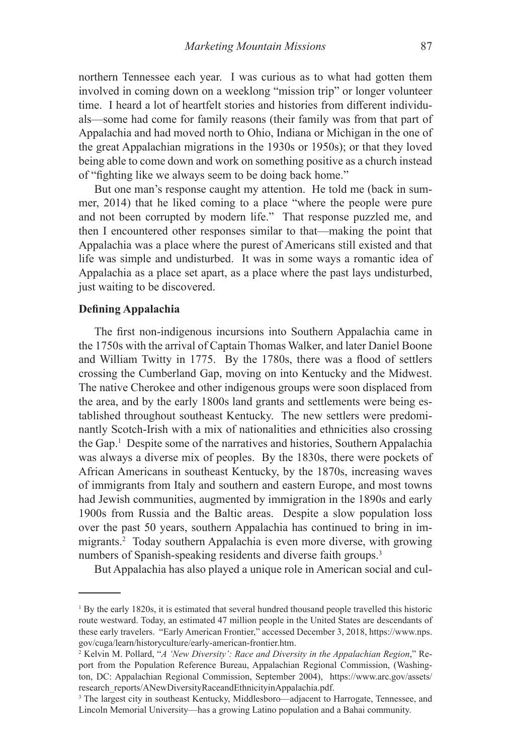northern Tennessee each year. I was curious as to what had gotten them involved in coming down on a weeklong "mission trip" or longer volunteer time. I heard a lot of heartfelt stories and histories from different individuals—some had come for family reasons (their family was from that part of Appalachia and had moved north to Ohio, Indiana or Michigan in the one of the great Appalachian migrations in the 1930s or 1950s); or that they loved being able to come down and work on something positive as a church instead of "fighting like we always seem to be doing back home."

But one man's response caught my attention. He told me (back in summer, 2014) that he liked coming to a place "where the people were pure and not been corrupted by modern life." That response puzzled me, and then I encountered other responses similar to that—making the point that Appalachia was a place where the purest of Americans still existed and that life was simple and undisturbed. It was in some ways a romantic idea of Appalachia as a place set apart, as a place where the past lays undisturbed, just waiting to be discovered.

**Defining Appalachia**

The first non-indigenous incursions into Southern Appalachia came in the 1750s with the arrival of Captain Thomas Walker, and later Daniel Boone and William Twitty in 1775. By the 1780s, there was a flood of settlers crossing the Cumberland Gap, moving on into Kentucky and the Midwest. The native Cherokee and other indigenous groups were soon displaced from the area, and by the early 1800s land grants and settlements were being established throughout southeast Kentucky. The new settlers were predominantly Scotch-Irish with a mix of nationalities and ethnicities also crossing the Gap.[1] Despite some of the narratives and histories, Southern Appalachia was always a diverse mix of peoples. By the 1830s, there were pockets of African Americans in southeast Kentucky, by the 1870s, increasing waves of immigrants from Italy and southern and eastern Europe, and most towns had Jewish communities, augmented by immigration in the 1890s and early 1900s from Russia and the Baltic areas. Despite a slow population loss over the past 50 years, southern Appalachia has continued to bring in immigrants.[2] Today southern Appalachia is even more diverse, with growing numbers of Spanish-speaking residents and diverse faith groups.[3]

But Appalachia has also played a unique role in American social and cul-

---

[1] By the early 1820s, it is estimated that several hundred thousand people travelled this historic route westward. Today, an estimated 47 million people in the United States are descendants of these early travelers. "Early American Frontier," accessed December 3, 2018, https://www.nps.gov/cuga/learn/historyculture/early-american-frontier.htm.

[2] Kelvin M. Pollard, "*A 'New Diversity': Race and Diversity in the Appalachian Region*," Report from the Population Reference Bureau, Appalachian Regional Commission, (Washington, DC: Appalachian Regional Commission, September 2004), https://www.arc.gov/assets/research_reports/ANewDiversityRaceandEthnicityinAppalachia.pdf.

[3] The largest city in southeast Kentucky, Middlesboro—adjacent to Harrogate, Tennessee, and Lincoln Memorial University—has a growing Latino population and a Bahai community.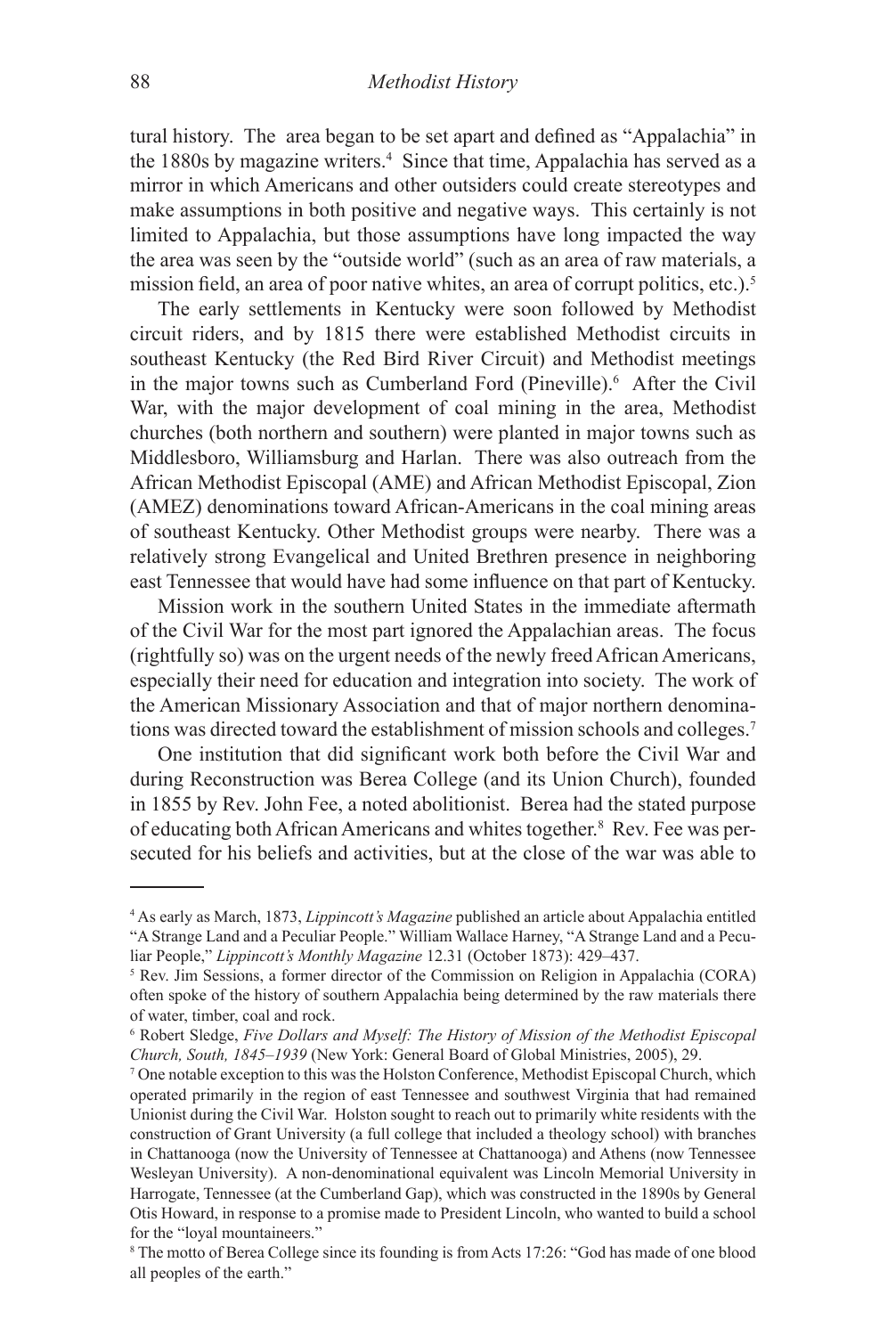tural history. The area began to be set apart and defined as "Appalachia" in the 1880s by magazine writers.[4] Since that time, Appalachia has served as a mirror in which Americans and other outsiders could create stereotypes and make assumptions in both positive and negative ways. This certainly is not limited to Appalachia, but those assumptions have long impacted the way the area was seen by the "outside world" (such as an area of raw materials, a mission field, an area of poor native whites, an area of corrupt politics, etc.).[5]

The early settlements in Kentucky were soon followed by Methodist circuit riders, and by 1815 there were established Methodist circuits in southeast Kentucky (the Red Bird River Circuit) and Methodist meetings in the major towns such as Cumberland Ford (Pineville).[6] After the Civil War, with the major development of coal mining in the area, Methodist churches (both northern and southern) were planted in major towns such as Middlesboro, Williamsburg and Harlan. There was also outreach from the African Methodist Episcopal (AME) and African Methodist Episcopal, Zion (AMEZ) denominations toward African-Americans in the coal mining areas of southeast Kentucky. Other Methodist groups were nearby. There was a relatively strong Evangelical and United Brethren presence in neighboring east Tennessee that would have had some influence on that part of Kentucky.

Mission work in the southern United States in the immediate aftermath of the Civil War for the most part ignored the Appalachian areas. The focus (rightfully so) was on the urgent needs of the newly freed African Americans, especially their need for education and integration into society. The work of the American Missionary Association and that of major northern denominations was directed toward the establishment of mission schools and colleges.[7]

One institution that did significant work both before the Civil War and during Reconstruction was Berea College (and its Union Church), founded in 1855 by Rev. John Fee, a noted abolitionist. Berea had the stated purpose of educating both African Americans and whites together.[8] Rev. Fee was persecuted for his beliefs and activities, but at the close of the war was able to

---

[4] As early as March, 1873, *Lippincott's Magazine* published an article about Appalachia entitled "A Strange Land and a Peculiar People." William Wallace Harney, "A Strange Land and a Peculiar People," *Lippincott's Monthly Magazine* 12.31 (October 1873): 429–437.

[5] Rev. Jim Sessions, a former director of the Commission on Religion in Appalachia (CORA) often spoke of the history of southern Appalachia being determined by the raw materials there of water, timber, coal and rock.

[6] Robert Sledge, *Five Dollars and Myself: The History of Mission of the Methodist Episcopal Church, South, 1845–1939* (New York: General Board of Global Ministries, 2005), 29.

[7] One notable exception to this was the Holston Conference, Methodist Episcopal Church, which operated primarily in the region of east Tennessee and southwest Virginia that had remained Unionist during the Civil War. Holston sought to reach out to primarily white residents with the construction of Grant University (a full college that included a theology school) with branches in Chattanooga (now the University of Tennessee at Chattanooga) and Athens (now Tennessee Wesleyan University). A non-denominational equivalent was Lincoln Memorial University in Harrogate, Tennessee (at the Cumberland Gap), which was constructed in the 1890s by General Otis Howard, in response to a promise made to President Lincoln, who wanted to build a school for the "loyal mountaineers."

[8] The motto of Berea College since its founding is from Acts 17:26: "God has made of one blood all peoples of the earth."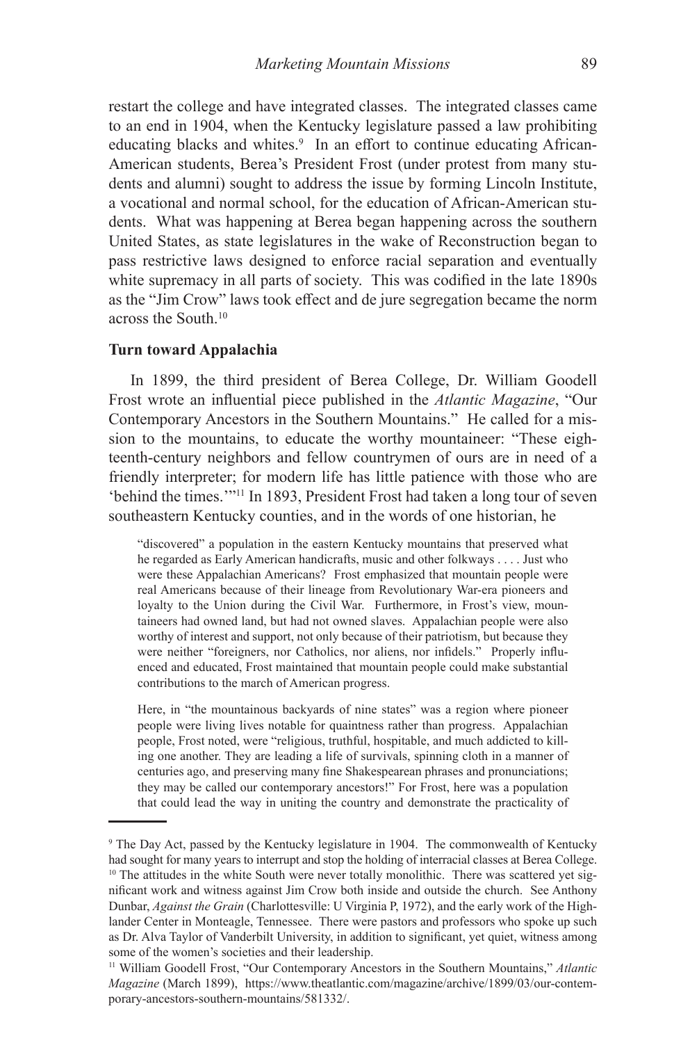restart the college and have integrated classes. The integrated classes came to an end in 1904, when the Kentucky legislature passed a law prohibiting educating blacks and whites.[9] In an effort to continue educating African-American students, Berea's President Frost (under protest from many students and alumni) sought to address the issue by forming Lincoln Institute, a vocational and normal school, for the education of African-American students. What was happening at Berea began happening across the southern United States, as state legislatures in the wake of Reconstruction began to pass restrictive laws designed to enforce racial separation and eventually white supremacy in all parts of society. This was codified in the late 1890s as the "Jim Crow" laws took effect and de jure segregation became the norm across the South.[10]

**Turn toward Appalachia**

In 1899, the third president of Berea College, Dr. William Goodell Frost wrote an influential piece published in the *Atlantic Magazine*, "Our Contemporary Ancestors in the Southern Mountains." He called for a mission to the mountains, to educate the worthy mountaineer: "These eighteenth-century neighbors and fellow countrymen of ours are in need of a friendly interpreter; for modern life has little patience with those who are 'behind the times.'"[11] In 1893, President Frost had taken a long tour of seven southeastern Kentucky counties, and in the words of one historian, he

> "discovered" a population in the eastern Kentucky mountains that preserved what he regarded as Early American handicrafts, music and other folkways . . . . Just who were these Appalachian Americans? Frost emphasized that mountain people were real Americans because of their lineage from Revolutionary War-era pioneers and loyalty to the Union during the Civil War. Furthermore, in Frost's view, mountaineers had owned land, but had not owned slaves. Appalachian people were also worthy of interest and support, not only because of their patriotism, but because they were neither "foreigners, nor Catholics, nor aliens, nor infidels." Properly influenced and educated, Frost maintained that mountain people could make substantial contributions to the march of American progress.
>
> Here, in "the mountainous backyards of nine states" was a region where pioneer people were living lives notable for quaintness rather than progress. Appalachian people, Frost noted, were "religious, truthful, hospitable, and much addicted to killing one another. They are leading a life of survivals, spinning cloth in a manner of centuries ago, and preserving many fine Shakespearean phrases and pronunciations; they may be called our contemporary ancestors!" For Frost, here was a population that could lead the way in uniting the country and demonstrate the practicality of

---

[9] The Day Act, passed by the Kentucky legislature in 1904. The commonwealth of Kentucky had sought for many years to interrupt and stop the holding of interracial classes at Berea College.

[10] The attitudes in the white South were never totally monolithic. There was scattered yet significant work and witness against Jim Crow both inside and outside the church. See Anthony Dunbar, *Against the Grain* (Charlottesville: U Virginia P, 1972), and the early work of the Highlander Center in Monteagle, Tennessee. There were pastors and professors who spoke up such as Dr. Alva Taylor of Vanderbilt University, in addition to significant, yet quiet, witness among some of the women's societies and their leadership.

[11] William Goodell Frost, "Our Contemporary Ancestors in the Southern Mountains," *Atlantic Magazine* (March 1899), https://www.theatlantic.com/magazine/archive/1899/03/our-contemporary-ancestors-southern-mountains/581332/.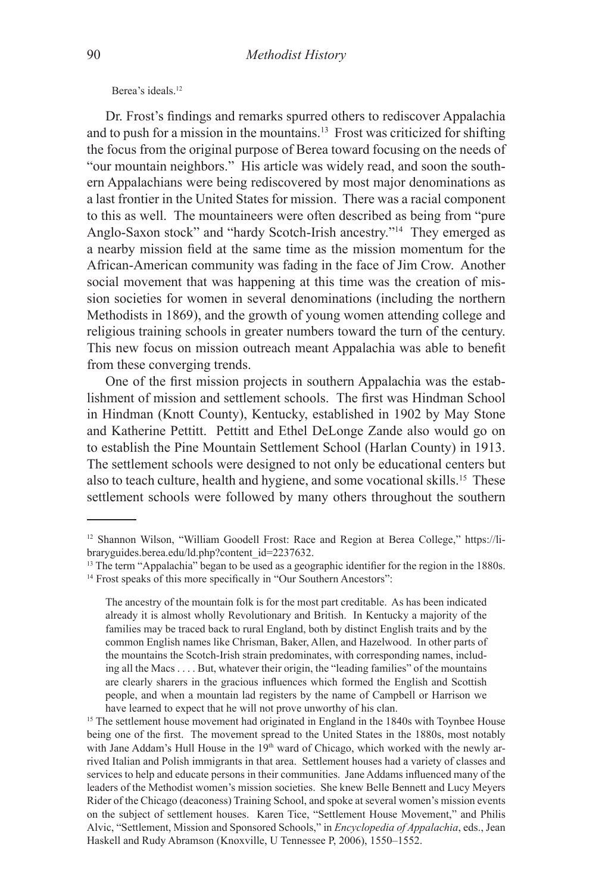Berea's ideals.[12]

Dr. Frost's findings and remarks spurred others to rediscover Appalachia and to push for a mission in the mountains.[13] Frost was criticized for shifting the focus from the original purpose of Berea toward focusing on the needs of "our mountain neighbors." His article was widely read, and soon the southern Appalachians were being rediscovered by most major denominations as a last frontier in the United States for mission. There was a racial component to this as well. The mountaineers were often described as being from "pure Anglo-Saxon stock" and "hardy Scotch-Irish ancestry."[14] They emerged as a nearby mission field at the same time as the mission momentum for the African-American community was fading in the face of Jim Crow. Another social movement that was happening at this time was the creation of mission societies for women in several denominations (including the northern Methodists in 1869), and the growth of young women attending college and religious training schools in greater numbers toward the turn of the century. This new focus on mission outreach meant Appalachia was able to benefit from these converging trends.

One of the first mission projects in southern Appalachia was the establishment of mission and settlement schools. The first was Hindman School in Hindman (Knott County), Kentucky, established in 1902 by May Stone and Katherine Pettitt. Pettitt and Ethel DeLonge Zande also would go on to establish the Pine Mountain Settlement School (Harlan County) in 1913. The settlement schools were designed to not only be educational centers but also to teach culture, health and hygiene, and some vocational skills.[15] These settlement schools were followed by many others throughout the southern

---

[12] Shannon Wilson, "William Goodell Frost: Race and Region at Berea College," https://libraryguides.berea.edu/ld.php?content_id=2237632.

[13] The term "Appalachia" began to be used as a geographic identifier for the region in the 1880s.

[14] Frost speaks of this more specifically in "Our Southern Ancestors":

> The ancestry of the mountain folk is for the most part creditable. As has been indicated already it is almost wholly Revolutionary and British. In Kentucky a majority of the families may be traced back to rural England, both by distinct English traits and by the common English names like Chrisman, Baker, Allen, and Hazelwood. In other parts of the mountains the Scotch-Irish strain predominates, with corresponding names, including all the Macs . . . . But, whatever their origin, the "leading families" of the mountains are clearly sharers in the gracious influences which formed the English and Scottish people, and when a mountain lad registers by the name of Campbell or Harrison we have learned to expect that he will not prove unworthy of his clan.

[15] The settlement house movement had originated in England in the 1840s with Toynbee House being one of the first. The movement spread to the United States in the 1880s, most notably with Jane Addam's Hull House in the 19th ward of Chicago, which worked with the newly arrived Italian and Polish immigrants in that area. Settlement houses had a variety of classes and services to help and educate persons in their communities. Jane Addams influenced many of the leaders of the Methodist women's mission societies. She knew Belle Bennett and Lucy Meyers Rider of the Chicago (deaconess) Training School, and spoke at several women's mission events on the subject of settlement houses. Karen Tice, "Settlement House Movement," and Philis Alvic, "Settlement, Mission and Sponsored Schools," in *Encyclopedia of Appalachia*, eds., Jean Haskell and Rudy Abramson (Knoxville, U Tennessee P, 2006), 1550–1552.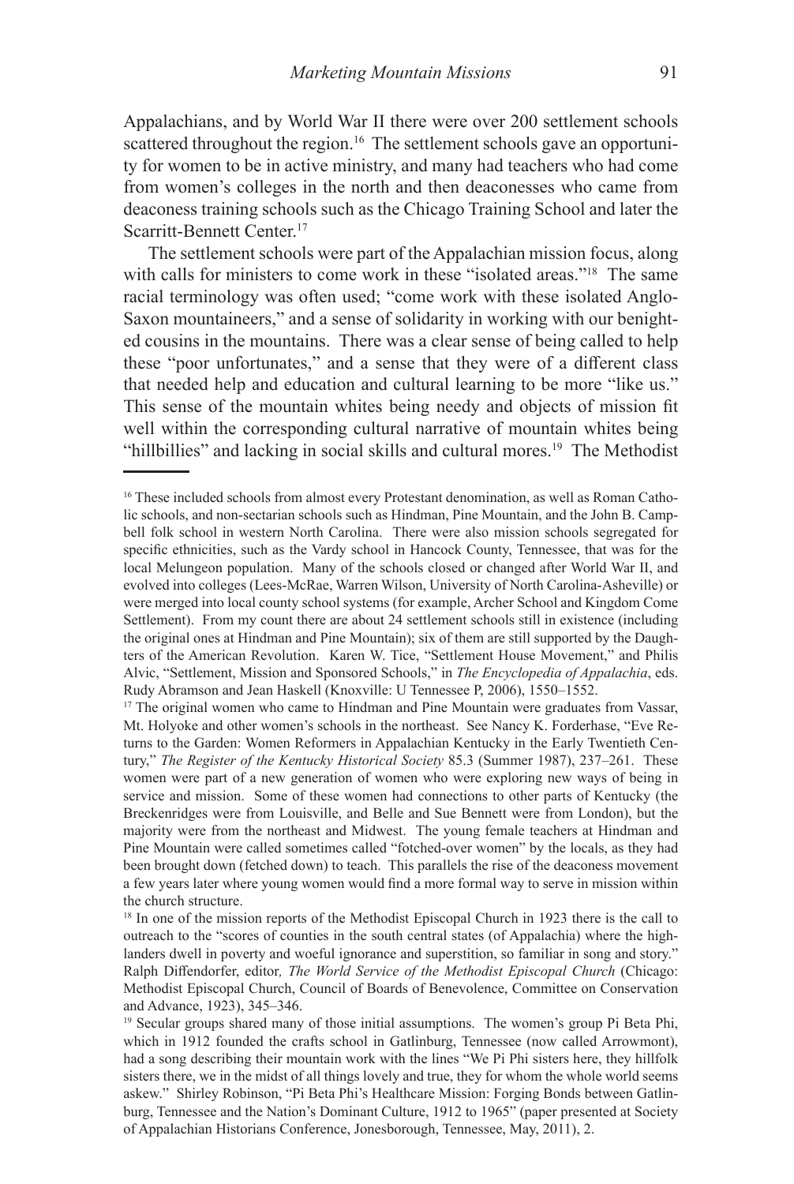Appalachians, and by World War II there were over 200 settlement schools scattered throughout the region.[16] The settlement schools gave an opportunity for women to be in active ministry, and many had teachers who had come from women's colleges in the north and then deaconesses who came from deaconess training schools such as the Chicago Training School and later the Scarritt-Bennett Center.[17]

The settlement schools were part of the Appalachian mission focus, along with calls for ministers to come work in these "isolated areas."[18] The same racial terminology was often used; "come work with these isolated Anglo-Saxon mountaineers," and a sense of solidarity in working with our benighted cousins in the mountains. There was a clear sense of being called to help these "poor unfortunates," and a sense that they were of a different class that needed help and education and cultural learning to be more "like us." This sense of the mountain whites being needy and objects of mission fit well within the corresponding cultural narrative of mountain whites being "hillbillies" and lacking in social skills and cultural mores.[19] The Methodist

---

[16] These included schools from almost every Protestant denomination, as well as Roman Catholic schools, and non-sectarian schools such as Hindman, Pine Mountain, and the John B. Campbell folk school in western North Carolina. There were also mission schools segregated for specific ethnicities, such as the Vardy school in Hancock County, Tennessee, that was for the local Melungeon population. Many of the schools closed or changed after World War II, and evolved into colleges (Lees-McRae, Warren Wilson, University of North Carolina-Asheville) or were merged into local county school systems (for example, Archer School and Kingdom Come Settlement). From my count there are about 24 settlement schools still in existence (including the original ones at Hindman and Pine Mountain); six of them are still supported by the Daughters of the American Revolution. Karen W. Tice, "Settlement House Movement," and Philis Alvic, "Settlement, Mission and Sponsored Schools," in *The Encyclopedia of Appalachia*, eds. Rudy Abramson and Jean Haskell (Knoxville: U Tennessee P, 2006), 1550–1552.

[17] The original women who came to Hindman and Pine Mountain were graduates from Vassar, Mt. Holyoke and other women's schools in the northeast. See Nancy K. Forderhase, "Eve Returns to the Garden: Women Reformers in Appalachian Kentucky in the Early Twentieth Century," *The Register of the Kentucky Historical Society* 85.3 (Summer 1987), 237–261. These women were part of a new generation of women who were exploring new ways of being in service and mission. Some of these women had connections to other parts of Kentucky (the Breckenridges were from Louisville, and Belle and Sue Bennett were from London), but the majority were from the northeast and Midwest. The young female teachers at Hindman and Pine Mountain were called sometimes called "fotched-over women" by the locals, as they had been brought down (fetched down) to teach. This parallels the rise of the deaconess movement a few years later where young women would find a more formal way to serve in mission within the church structure.

[18] In one of the mission reports of the Methodist Episcopal Church in 1923 there is the call to outreach to the "scores of counties in the south central states (of Appalachia) where the highlanders dwell in poverty and woeful ignorance and superstition, so familiar in song and story." Ralph Diffendorfer, editor*, The World Service of the Methodist Episcopal Church* (Chicago: Methodist Episcopal Church, Council of Boards of Benevolence, Committee on Conservation and Advance, 1923), 345–346.

[19] Secular groups shared many of those initial assumptions. The women's group Pi Beta Phi, which in 1912 founded the crafts school in Gatlinburg, Tennessee (now called Arrowmont), had a song describing their mountain work with the lines "We Pi Phi sisters here, they hillfolk sisters there, we in the midst of all things lovely and true, they for whom the whole world seems askew." Shirley Robinson, "Pi Beta Phi's Healthcare Mission: Forging Bonds between Gatlinburg, Tennessee and the Nation's Dominant Culture, 1912 to 1965" (paper presented at Society of Appalachian Historians Conference, Jonesborough, Tennessee, May, 2011), 2.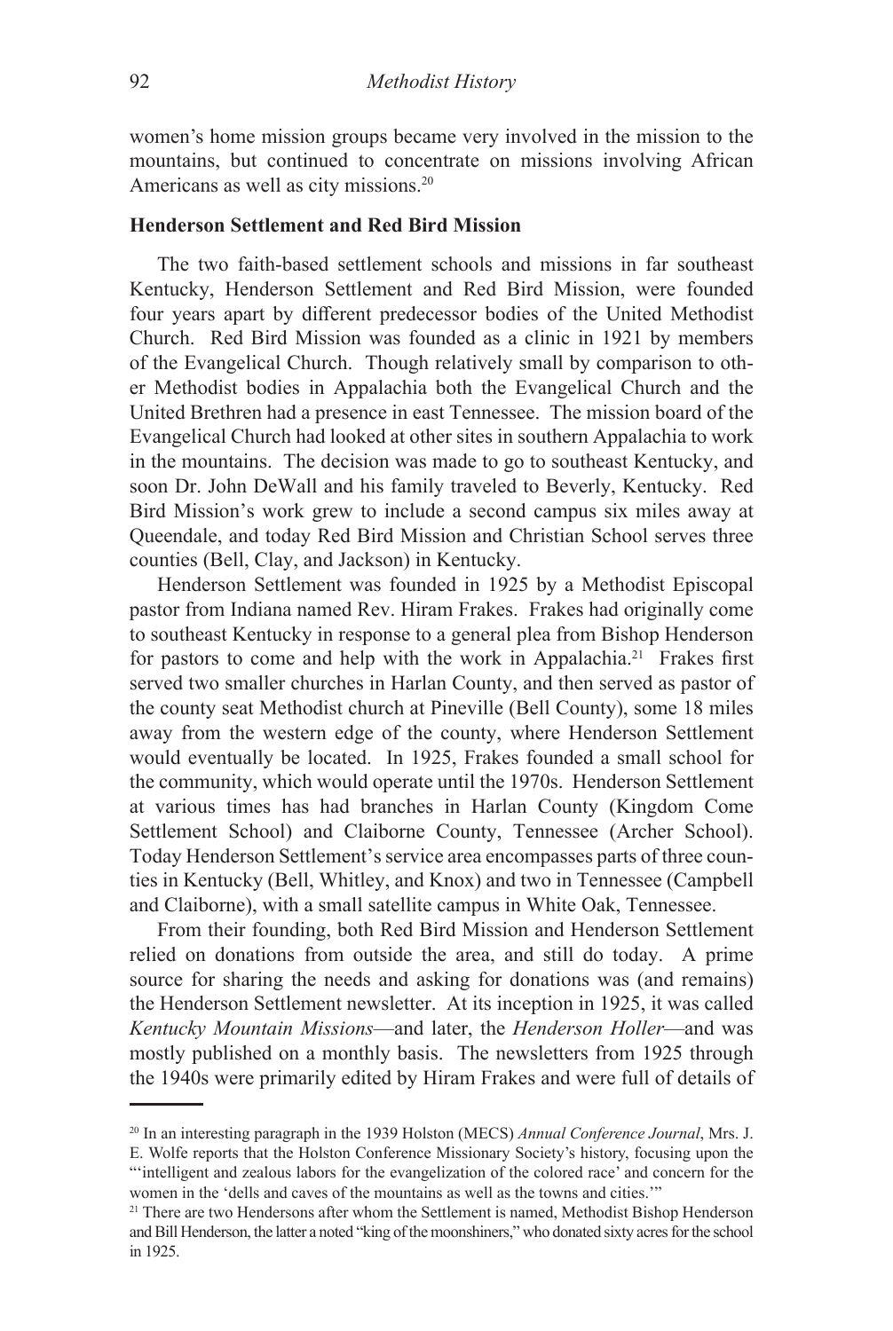women's home mission groups became very involved in the mission to the mountains, but continued to concentrate on missions involving African Americans as well as city missions.[20]

### Henderson Settlement and Red Bird Mission

The two faith-based settlement schools and missions in far southeast Kentucky, Henderson Settlement and Red Bird Mission, were founded four years apart by different predecessor bodies of the United Methodist Church. Red Bird Mission was founded as a clinic in 1921 by members of the Evangelical Church. Though relatively small by comparison to other Methodist bodies in Appalachia both the Evangelical Church and the United Brethren had a presence in east Tennessee. The mission board of the Evangelical Church had looked at other sites in southern Appalachia to work in the mountains. The decision was made to go to southeast Kentucky, and soon Dr. John DeWall and his family traveled to Beverly, Kentucky. Red Bird Mission's work grew to include a second campus six miles away at Queendale, and today Red Bird Mission and Christian School serves three counties (Bell, Clay, and Jackson) in Kentucky.

Henderson Settlement was founded in 1925 by a Methodist Episcopal pastor from Indiana named Rev. Hiram Frakes. Frakes had originally come to southeast Kentucky in response to a general plea from Bishop Henderson for pastors to come and help with the work in Appalachia.[21] Frakes first served two smaller churches in Harlan County, and then served as pastor of the county seat Methodist church at Pineville (Bell County), some 18 miles away from the western edge of the county, where Henderson Settlement would eventually be located. In 1925, Frakes founded a small school for the community, which would operate until the 1970s. Henderson Settlement at various times has had branches in Harlan County (Kingdom Come Settlement School) and Claiborne County, Tennessee (Archer School). Today Henderson Settlement's service area encompasses parts of three counties in Kentucky (Bell, Whitley, and Knox) and two in Tennessee (Campbell and Claiborne), with a small satellite campus in White Oak, Tennessee.

From their founding, both Red Bird Mission and Henderson Settlement relied on donations from outside the area, and still do today. A prime source for sharing the needs and asking for donations was (and remains) the Henderson Settlement newsletter. At its inception in 1925, it was called *Kentucky Mountain Missions*—and later, the *Henderson Holler*—and was mostly published on a monthly basis. The newsletters from 1925 through the 1940s were primarily edited by Hiram Frakes and were full of details of

---

[20] In an interesting paragraph in the 1939 Holston (MECS) *Annual Conference Journal*, Mrs. J. E. Wolfe reports that the Holston Conference Missionary Society's history, focusing upon the "'intelligent and zealous labors for the evangelization of the colored race' and concern for the women in the 'dells and caves of the mountains as well as the towns and cities.'"

[21] There are two Hendersons after whom the Settlement is named, Methodist Bishop Henderson and Bill Henderson, the latter a noted "king of the moonshiners," who donated sixty acres for the school in 1925.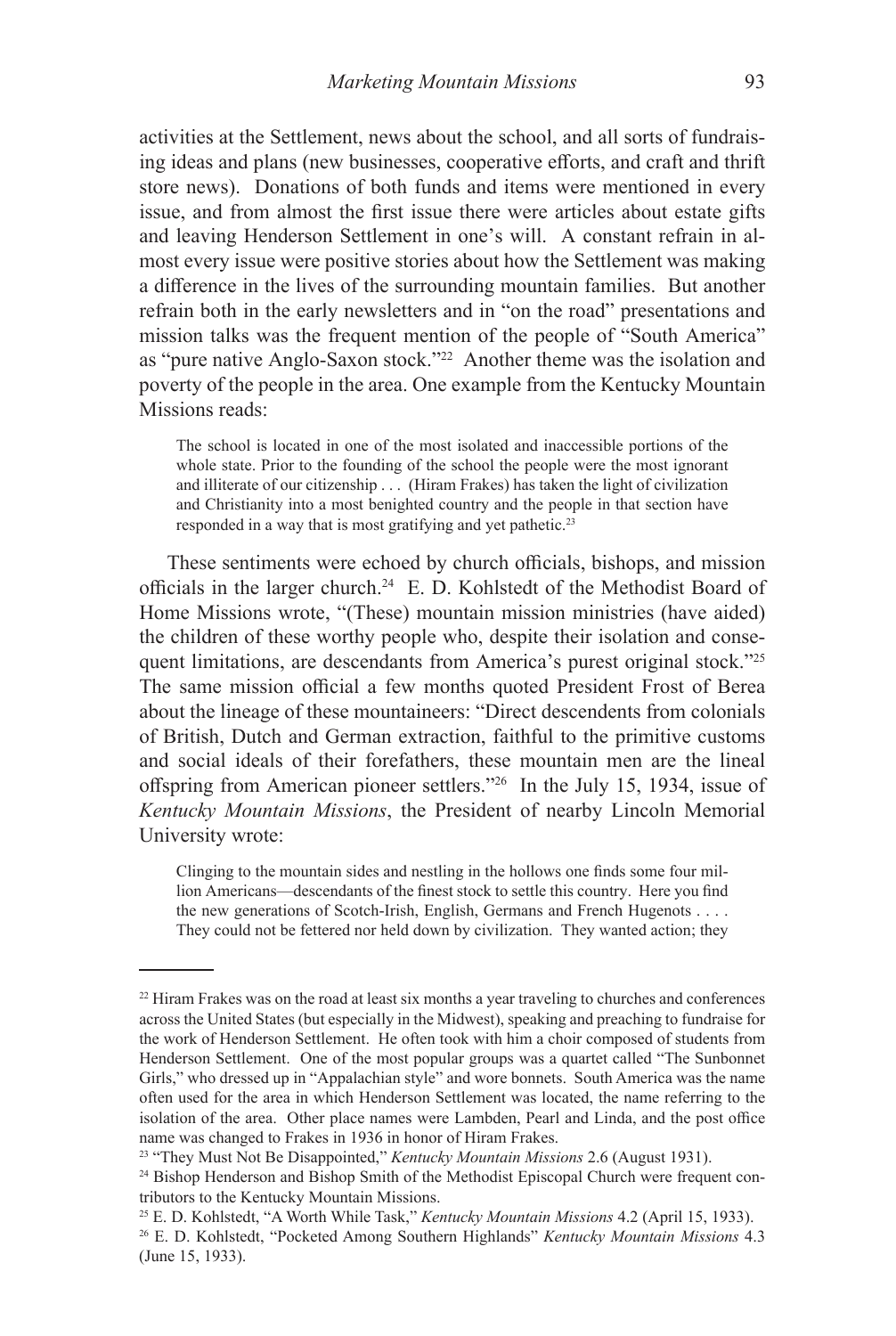activities at the Settlement, news about the school, and all sorts of fundraising ideas and plans (new businesses, cooperative efforts, and craft and thrift store news). Donations of both funds and items were mentioned in every issue, and from almost the first issue there were articles about estate gifts and leaving Henderson Settlement in one's will. A constant refrain in almost every issue were positive stories about how the Settlement was making a difference in the lives of the surrounding mountain families. But another refrain both in the early newsletters and in "on the road" presentations and mission talks was the frequent mention of the people of "South America" as "pure native Anglo-Saxon stock."[22] Another theme was the isolation and poverty of the people in the area. One example from the Kentucky Mountain Missions reads:

> The school is located in one of the most isolated and inaccessible portions of the whole state. Prior to the founding of the school the people were the most ignorant and illiterate of our citizenship . . . (Hiram Frakes) has taken the light of civilization and Christianity into a most benighted country and the people in that section have responded in a way that is most gratifying and yet pathetic.[23]

These sentiments were echoed by church officials, bishops, and mission officials in the larger church.[24] E. D. Kohlstedt of the Methodist Board of Home Missions wrote, "(These) mountain mission ministries (have aided) the children of these worthy people who, despite their isolation and consequent limitations, are descendants from America's purest original stock."[25] The same mission official a few months quoted President Frost of Berea about the lineage of these mountaineers: "Direct descendents from colonials of British, Dutch and German extraction, faithful to the primitive customs and social ideals of their forefathers, these mountain men are the lineal offspring from American pioneer settlers."[26] In the July 15, 1934, issue of *Kentucky Mountain Missions*, the President of nearby Lincoln Memorial University wrote:

> Clinging to the mountain sides and nestling in the hollows one finds some four million Americans—descendants of the finest stock to settle this country. Here you find the new generations of Scotch-Irish, English, Germans and French Hugenots . . . . They could not be fettered nor held down by civilization. They wanted action; they

---

[22] Hiram Frakes was on the road at least six months a year traveling to churches and conferences across the United States (but especially in the Midwest), speaking and preaching to fundraise for the work of Henderson Settlement. He often took with him a choir composed of students from Henderson Settlement. One of the most popular groups was a quartet called "The Sunbonnet Girls," who dressed up in "Appalachian style" and wore bonnets. South America was the name often used for the area in which Henderson Settlement was located, the name referring to the isolation of the area. Other place names were Lambden, Pearl and Linda, and the post office name was changed to Frakes in 1936 in honor of Hiram Frakes.

[23] "They Must Not Be Disappointed," *Kentucky Mountain Missions* 2.6 (August 1931).

[24] Bishop Henderson and Bishop Smith of the Methodist Episcopal Church were frequent contributors to the Kentucky Mountain Missions.

[25] E. D. Kohlstedt, "A Worth While Task," *Kentucky Mountain Missions* 4.2 (April 15, 1933).

[26] E. D. Kohlstedt, "Pocketed Among Southern Highlands" *Kentucky Mountain Missions* 4.3 (June 15, 1933).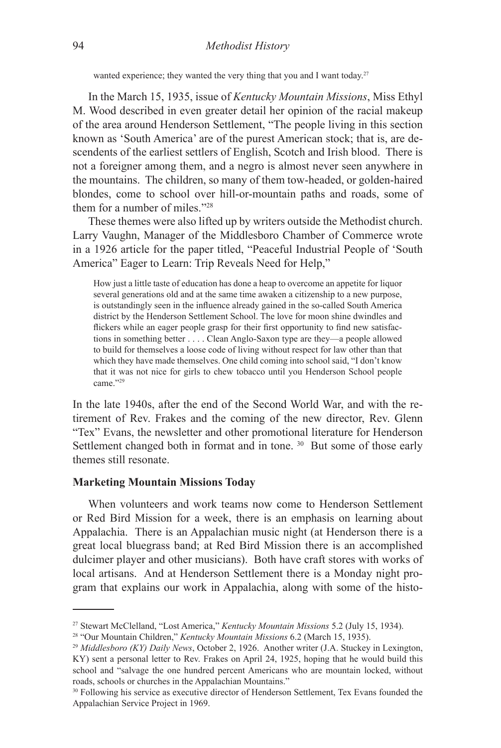> wanted experience; they wanted the very thing that you and I want today.[27]

In the March 15, 1935, issue of *Kentucky Mountain Missions*, Miss Ethyl M. Wood described in even greater detail her opinion of the racial makeup of the area around Henderson Settlement, "The people living in this section known as 'South America' are of the purest American stock; that is, are descendents of the earliest settlers of English, Scotch and Irish blood. There is not a foreigner among them, and a negro is almost never seen anywhere in the mountains. The children, so many of them tow-headed, or golden-haired blondes, come to school over hill-or-mountain paths and roads, some of them for a number of miles."[28]

These themes were also lifted up by writers outside the Methodist church. Larry Vaughn, Manager of the Middlesboro Chamber of Commerce wrote in a 1926 article for the paper titled, "Peaceful Industrial People of 'South America" Eager to Learn: Trip Reveals Need for Help,"

> How just a little taste of education has done a heap to overcome an appetite for liquor several generations old and at the same time awaken a citizenship to a new purpose, is outstandingly seen in the influence already gained in the so-called South America district by the Henderson Settlement School. The love for moon shine dwindles and flickers while an eager people grasp for their first opportunity to find new satisfactions in something better . . . . Clean Anglo-Saxon type are they—a people allowed to build for themselves a loose code of living without respect for law other than that which they have made themselves. One child coming into school said, "I don't know that it was not nice for girls to chew tobacco until you Henderson School people came."[29]

In the late 1940s, after the end of the Second World War, and with the retirement of Rev. Frakes and the coming of the new director, Rev. Glenn "Tex" Evans, the newsletter and other promotional literature for Henderson Settlement changed both in format and in tone. [30] But some of those early themes still resonate.

### Marketing Mountain Missions Today

When volunteers and work teams now come to Henderson Settlement or Red Bird Mission for a week, there is an emphasis on learning about Appalachia. There is an Appalachian music night (at Henderson there is a great local bluegrass band; at Red Bird Mission there is an accomplished dulcimer player and other musicians). Both have craft stores with works of local artisans. And at Henderson Settlement there is a Monday night program that explains our work in Appalachia, along with some of the histo-

---

[27] Stewart McClelland, "Lost America," *Kentucky Mountain Missions* 5.2 (July 15, 1934).

[28] "Our Mountain Children," *Kentucky Mountain Missions* 6.2 (March 15, 1935).

[29] *Middlesboro (KY) Daily News*, October 2, 1926. Another writer (J.A. Stuckey in Lexington, KY) sent a personal letter to Rev. Frakes on April 24, 1925, hoping that he would build this school and "salvage the one hundred percent Americans who are mountain locked, without roads, schools or churches in the Appalachian Mountains."

[30] Following his service as executive director of Henderson Settlement, Tex Evans founded the Appalachian Service Project in 1969.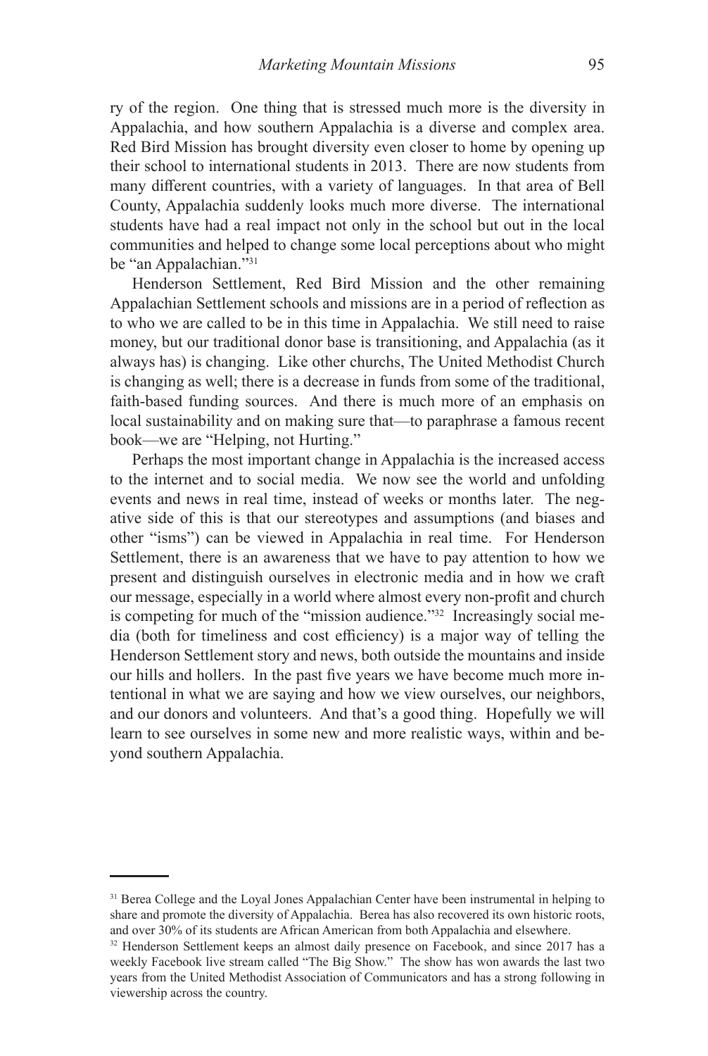ry of the region. One thing that is stressed much more is the diversity in Appalachia, and how southern Appalachia is a diverse and complex area. Red Bird Mission has brought diversity even closer to home by opening up their school to international students in 2013. There are now students from many different countries, with a variety of languages. In that area of Bell County, Appalachia suddenly looks much more diverse. The international students have had a real impact not only in the school but out in the local communities and helped to change some local perceptions about who might be "an Appalachian."[31]

Henderson Settlement, Red Bird Mission and the other remaining Appalachian Settlement schools and missions are in a period of reflection as to who we are called to be in this time in Appalachia. We still need to raise money, but our traditional donor base is transitioning, and Appalachia (as it always has) is changing. Like other churchs, The United Methodist Church is changing as well; there is a decrease in funds from some of the traditional, faith-based funding sources. And there is much more of an emphasis on local sustainability and on making sure that—to paraphrase a famous recent book—we are "Helping, not Hurting."

Perhaps the most important change in Appalachia is the increased access to the internet and to social media. We now see the world and unfolding events and news in real time, instead of weeks or months later. The negative side of this is that our stereotypes and assumptions (and biases and other "isms") can be viewed in Appalachia in real time. For Henderson Settlement, there is an awareness that we have to pay attention to how we present and distinguish ourselves in electronic media and in how we craft our message, especially in a world where almost every non-profit and church is competing for much of the "mission audience."[32] Increasingly social media (both for timeliness and cost efficiency) is a major way of telling the Henderson Settlement story and news, both outside the mountains and inside our hills and hollers. In the past five years we have become much more intentional in what we are saying and how we view ourselves, our neighbors, and our donors and volunteers. And that's a good thing. Hopefully we will learn to see ourselves in some new and more realistic ways, within and beyond southern Appalachia.

---

[31] Berea College and the Loyal Jones Appalachian Center have been instrumental in helping to share and promote the diversity of Appalachia. Berea has also recovered its own historic roots, and over 30% of its students are African American from both Appalachia and elsewhere.

[32] Henderson Settlement keeps an almost daily presence on Facebook, and since 2017 has a weekly Facebook live stream called "The Big Show." The show has won awards the last two years from the United Methodist Association of Communicators and has a strong following in viewership across the country.